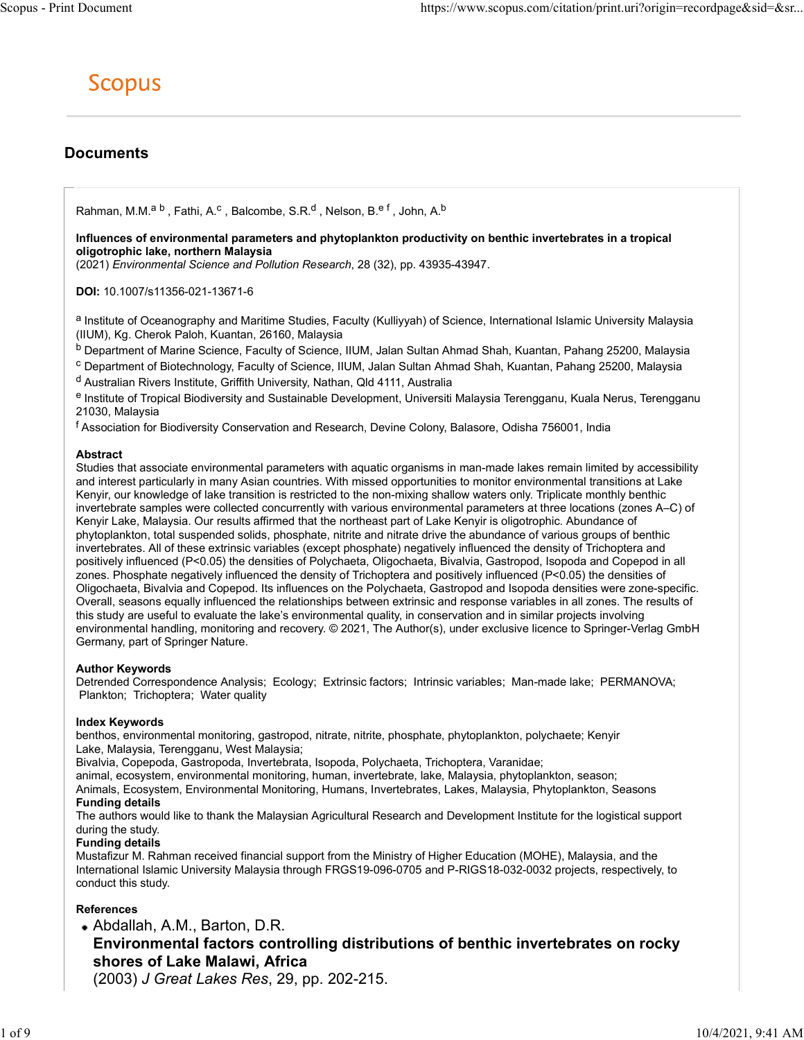# Scopus

## Documents

Rahman, M.M.[a b], Fathi, A.[c], Balcombe, S.R.[d], Nelson, B.[e f], John, A.[b]

**Influences of environmental parameters and phytoplankton productivity on benthic invertebrates in a tropical oligotrophic lake, northern Malaysia**
(2021) *Environmental Science and Pollution Research*, 28 (32), pp. 43935-43947.

**DOI:** 10.1007/s11356-021-13671-6

[a] Institute of Oceanography and Maritime Studies, Faculty (Kulliyyah) of Science, International Islamic University Malaysia (IIUM), Kg. Cherok Paloh, Kuantan, 26160, Malaysia
[b] Department of Marine Science, Faculty of Science, IIUM, Jalan Sultan Ahmad Shah, Kuantan, Pahang 25200, Malaysia
[c] Department of Biotechnology, Faculty of Science, IIUM, Jalan Sultan Ahmad Shah, Kuantan, Pahang 25200, Malaysia
[d] Australian Rivers Institute, Griffith University, Nathan, Qld 4111, Australia
[e] Institute of Tropical Biodiversity and Sustainable Development, Universiti Malaysia Terengganu, Kuala Nerus, Terengganu 21030, Malaysia
[f] Association for Biodiversity Conservation and Research, Devine Colony, Balasore, Odisha 756001, India

**Abstract**
Studies that associate environmental parameters with aquatic organisms in man-made lakes remain limited by accessibility and interest particularly in many Asian countries. With missed opportunities to monitor environmental transitions at Lake Kenyir, our knowledge of lake transition is restricted to the non-mixing shallow waters only. Triplicate monthly benthic invertebrate samples were collected concurrently with various environmental parameters at three locations (zones A–C) of Kenyir Lake, Malaysia. Our results affirmed that the northeast part of Lake Kenyir is oligotrophic. Abundance of phytoplankton, total suspended solids, phosphate, nitrite and nitrate drive the abundance of various groups of benthic invertebrates. All of these extrinsic variables (except phosphate) negatively influenced the density of Trichoptera and positively influenced ($P<0.05$) the densities of Polychaeta, Oligochaeta, Bivalvia, Gastropod, Isopoda and Copepod in all zones. Phosphate negatively influenced the density of Trichoptera and positively influenced ($P<0.05$) the densities of Oligochaeta, Bivalvia and Copepod. Its influences on the Polychaeta, Gastropod and Isopoda densities were zone-specific. Overall, seasons equally influenced the relationships between extrinsic and response variables in all zones. The results of this study are useful to evaluate the lake's environmental quality, in conservation and in similar projects involving environmental handling, monitoring and recovery. © 2021, The Author(s), under exclusive licence to Springer-Verlag GmbH Germany, part of Springer Nature.

**Author Keywords**
Detrended Correspondence Analysis; Ecology; Extrinsic factors; Intrinsic variables; Man-made lake; PERMANOVA; Plankton; Trichoptera; Water quality

**Index Keywords**
benthos, environmental monitoring, gastropod, nitrate, nitrite, phosphate, phytoplankton, polychaete; Kenyir Lake, Malaysia, Terengganu, West Malaysia;
Bivalvia, Copepoda, Gastropoda, Invertebrata, Isopoda, Polychaeta, Trichoptera, Varanidae;
animal, ecosystem, environmental monitoring, human, invertebrate, lake, Malaysia, phytoplankton, season;
Animals, Ecosystem, Environmental Monitoring, Humans, Invertebrates, Lakes, Malaysia, Phytoplankton, Seasons

**Funding details**
The authors would like to thank the Malaysian Agricultural Research and Development Institute for the logistical support during the study.

**Funding details**
Mustafizur M. Rahman received financial support from the Ministry of Higher Education (MOHE), Malaysia, and the International Islamic University Malaysia through FRGS19-096-0705 and P-RIGS18-032-0032 projects, respectively, to conduct this study.

**References**

- Abdallah, A.M., Barton, D.R.
  **Environmental factors controlling distributions of benthic invertebrates on rocky shores of Lake Malawi, Africa**
  (2003) *J Great Lakes Res*, 29, pp. 202-215.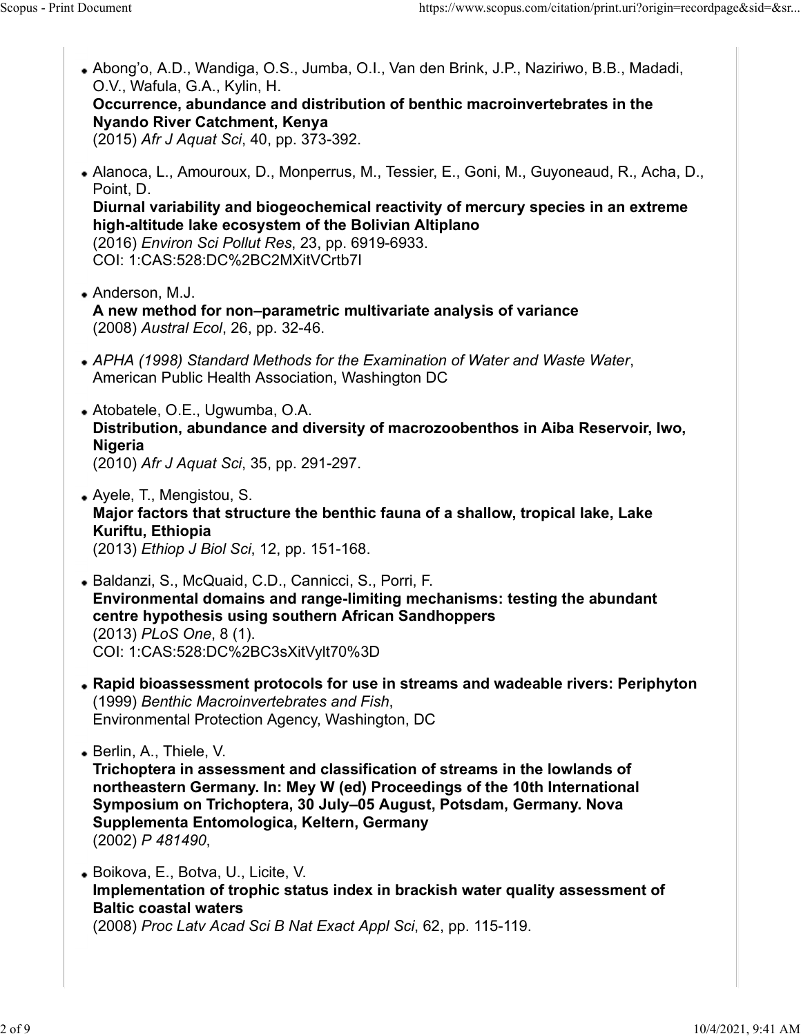- Abong'o, A.D., Wandiga, O.S., Jumba, O.I., Van den Brink, J.P., Naziriwo, B.B., Madadi, O.V., Wafula, G.A., Kylin, H.
  **Occurrence, abundance and distribution of benthic macroinvertebrates in the Nyando River Catchment, Kenya**
  (2015) *Afr J Aquat Sci*, 40, pp. 373-392.

- Alanoca, L., Amouroux, D., Monperrus, M., Tessier, E., Goni, M., Guyoneaud, R., Acha, D., Point, D.
  **Diurnal variability and biogeochemical reactivity of mercury species in an extreme high-altitude lake ecosystem of the Bolivian Altiplano**
  (2016) *Environ Sci Pollut Res*, 23, pp. 6919-6933.
  COI: 1:CAS:528:DC%2BC2MXitVCrtb7I

- Anderson, M.J.
  **A new method for non–parametric multivariate analysis of variance**
  (2008) *Austral Ecol*, 26, pp. 32-46.

- *APHA (1998) Standard Methods for the Examination of Water and Waste Water*, American Public Health Association, Washington DC

- Atobatele, O.E., Ugwumba, O.A.
  **Distribution, abundance and diversity of macrozoobenthos in Aiba Reservoir, Iwo, Nigeria**
  (2010) *Afr J Aquat Sci*, 35, pp. 291-297.

- Ayele, T., Mengistou, S.
  **Major factors that structure the benthic fauna of a shallow, tropical lake, Lake Kuriftu, Ethiopia**
  (2013) *Ethiop J Biol Sci*, 12, pp. 151-168.

- Baldanzi, S., McQuaid, C.D., Cannicci, S., Porri, F.
  **Environmental domains and range-limiting mechanisms: testing the abundant centre hypothesis using southern African Sandhoppers**
  (2013) *PLoS One*, 8 (1).
  COI: 1:CAS:528:DC%2BC3sXitVylt70%3D

- **Rapid bioassessment protocols for use in streams and wadeable rivers: Periphyton**
  (1999) *Benthic Macroinvertebrates and Fish*,
  Environmental Protection Agency, Washington, DC

- Berlin, A., Thiele, V.
  **Trichoptera in assessment and classification of streams in the lowlands of northeastern Germany. In: Mey W (ed) Proceedings of the 10th International Symposium on Trichoptera, 30 July–05 August, Potsdam, Germany. Nova Supplementa Entomologica, Keltern, Germany**
  (2002) *P 481490*,

- Boikova, E., Botva, U., Licite, V.
  **Implementation of trophic status index in brackish water quality assessment of Baltic coastal waters**
  (2008) *Proc Latv Acad Sci B Nat Exact Appl Sci*, 62, pp. 115-119.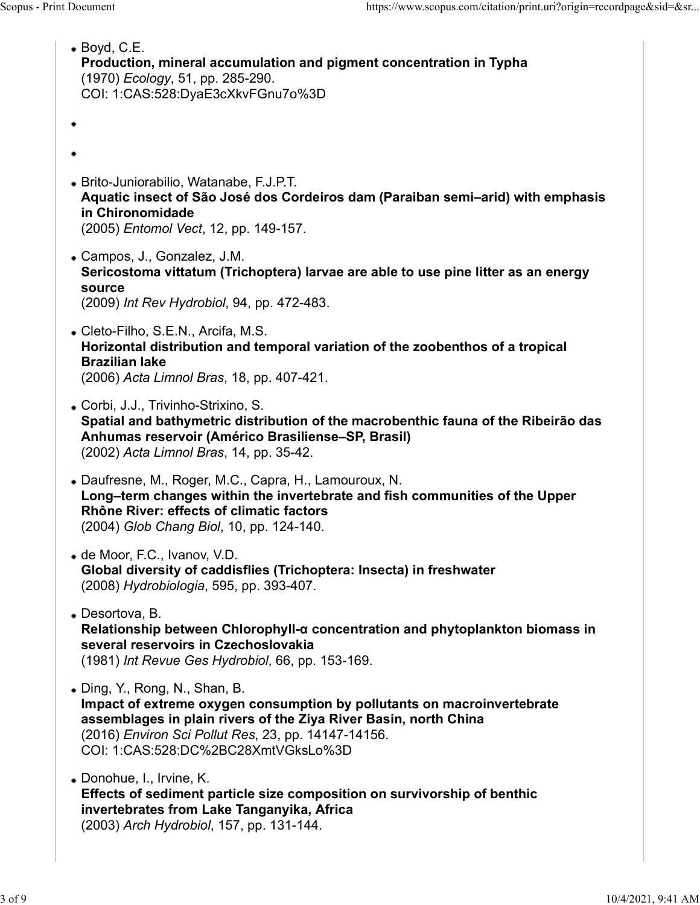- Boyd, C.E.
  **Production, mineral accumulation and pigment concentration in Typha**
  (1970) *Ecology*, 51, pp. 285-290.
  COI: 1:CAS:528:DyaE3cXkvFGnu7o%3D

- 

- 

- Brito-Juniorabilio, Watanabe, F.J.P.T.
  **Aquatic insect of São José dos Cordeiros dam (Paraiban semi–arid) with emphasis in Chironomidade**
  (2005) *Entomol Vect*, 12, pp. 149-157.

- Campos, J., Gonzalez, J.M.
  **Sericostoma vittatum (Trichoptera) larvae are able to use pine litter as an energy source**
  (2009) *Int Rev Hydrobiol*, 94, pp. 472-483.

- Cleto-Filho, S.E.N., Arcifa, M.S.
  **Horizontal distribution and temporal variation of the zoobenthos of a tropical Brazilian lake**
  (2006) *Acta Limnol Bras*, 18, pp. 407-421.

- Corbi, J.J., Trivinho-Strixino, S.
  **Spatial and bathymetric distribution of the macrobenthic fauna of the Ribeirão das Anhumas reservoir (Américo Brasiliense–SP, Brasil)**
  (2002) *Acta Limnol Bras*, 14, pp. 35-42.

- Daufresne, M., Roger, M.C., Capra, H., Lamouroux, N.
  **Long–term changes within the invertebrate and fish communities of the Upper Rhône River: effects of climatic factors**
  (2004) *Glob Chang Biol*, 10, pp. 124-140.

- de Moor, F.C., Ivanov, V.D.
  **Global diversity of caddisflies (Trichoptera: Insecta) in freshwater**
  (2008) *Hydrobiologia*, 595, pp. 393-407.

- Desortova, B.
  **Relationship between Chlorophyll-α concentration and phytoplankton biomass in several reservoirs in Czechoslovakia**
  (1981) *Int Revue Ges Hydrobiol*, 66, pp. 153-169.

- Ding, Y., Rong, N., Shan, B.
  **Impact of extreme oxygen consumption by pollutants on macroinvertebrate assemblages in plain rivers of the Ziya River Basin, north China**
  (2016) *Environ Sci Pollut Res*, 23, pp. 14147-14156.
  COI: 1:CAS:528:DC%2BC28XmtVGksLo%3D

- Donohue, I., Irvine, K.
  **Effects of sediment particle size composition on survivorship of benthic invertebrates from Lake Tanganyika, Africa**
  (2003) *Arch Hydrobiol*, 157, pp. 131-144.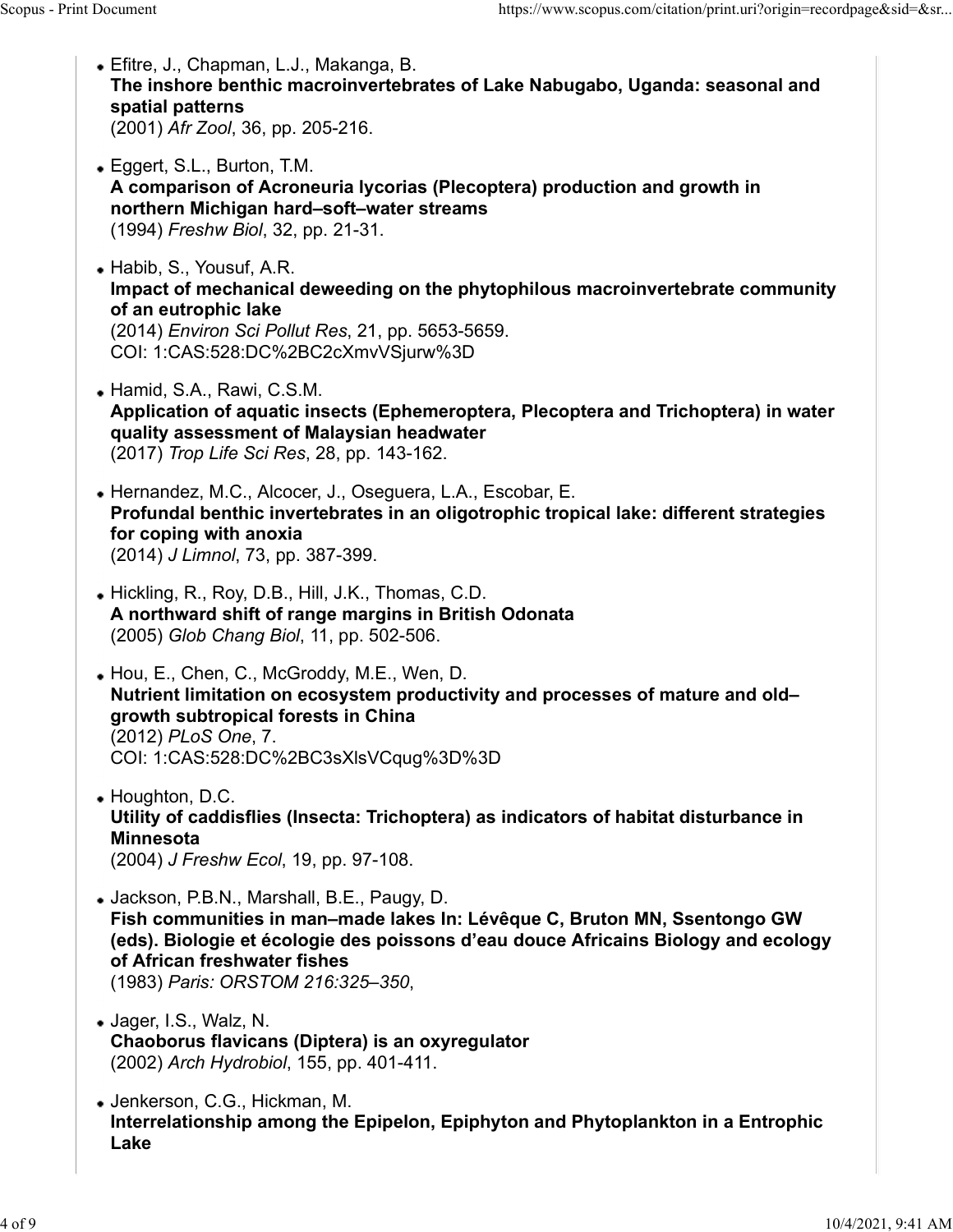- Efitre, J., Chapman, L.J., Makanga, B.
**The inshore benthic macroinvertebrates of Lake Nabugabo, Uganda: seasonal and spatial patterns**
(2001) *Afr Zool*, 36, pp. 205-216.

- Eggert, S.L., Burton, T.M.
**A comparison of Acroneuria lycorias (Plecoptera) production and growth in northern Michigan hard–soft–water streams**
(1994) *Freshw Biol*, 32, pp. 21-31.

- Habib, S., Yousuf, A.R.
**Impact of mechanical deweeding on the phytophilous macroinvertebrate community of an eutrophic lake**
(2014) *Environ Sci Pollut Res*, 21, pp. 5653-5659.
COI: 1:CAS:528:DC%2BC2cXmvVSjurw%3D

- Hamid, S.A., Rawi, C.S.M.
**Application of aquatic insects (Ephemeroptera, Plecoptera and Trichoptera) in water quality assessment of Malaysian headwater**
(2017) *Trop Life Sci Res*, 28, pp. 143-162.

- Hernandez, M.C., Alcocer, J., Oseguera, L.A., Escobar, E.
**Profundal benthic invertebrates in an oligotrophic tropical lake: different strategies for coping with anoxia**
(2014) *J Limnol*, 73, pp. 387-399.

- Hickling, R., Roy, D.B., Hill, J.K., Thomas, C.D.
**A northward shift of range margins in British Odonata**
(2005) *Glob Chang Biol*, 11, pp. 502-506.

- Hou, E., Chen, C., McGroddy, M.E., Wen, D.
**Nutrient limitation on ecosystem productivity and processes of mature and old–growth subtropical forests in China**
(2012) *PLoS One*, 7.
COI: 1:CAS:528:DC%2BC3sXlsVCqug%3D%3D

- Houghton, D.C.
**Utility of caddisflies (Insecta: Trichoptera) as indicators of habitat disturbance in Minnesota**
(2004) *J Freshw Ecol*, 19, pp. 97-108.

- Jackson, P.B.N., Marshall, B.E., Paugy, D.
**Fish communities in man–made lakes In: Lévêque C, Bruton MN, Ssentongo GW (eds). Biologie et écologie des poissons d'eau douce Africains Biology and ecology of African freshwater fishes**
(1983) *Paris: ORSTOM 216:325–350*,

- Jager, I.S., Walz, N.
**Chaoborus flavicans (Diptera) is an oxyregulator**
(2002) *Arch Hydrobiol*, 155, pp. 401-411.

- Jenkerson, C.G., Hickman, M.
**Interrelationship among the Epipelon, Epiphyton and Phytoplankton in a Entrophic Lake**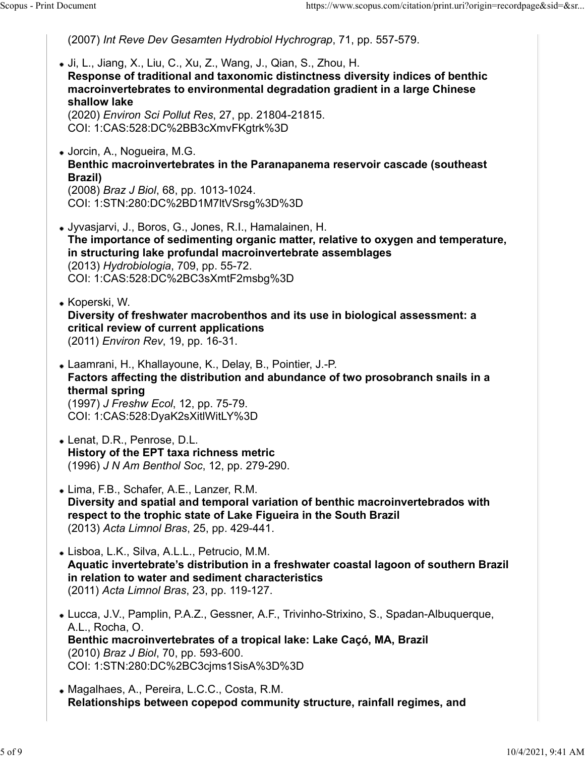(2007) *Int Reve Dev Gesamten Hydrobiol Hychrograp*, 71, pp. 557-579.

- Ji, L., Jiang, X., Liu, C., Xu, Z., Wang, J., Qian, S., Zhou, H.
  **Response of traditional and taxonomic distinctness diversity indices of benthic macroinvertebrates to environmental degradation gradient in a large Chinese shallow lake**
  (2020) *Environ Sci Pollut Res*, 27, pp. 21804-21815.
  COI: 1:CAS:528:DC%2BB3cXmvFKgtrk%3D

- Jorcin, A., Nogueira, M.G.
  **Benthic macroinvertebrates in the Paranapanema reservoir cascade (southeast Brazil)**
  (2008) *Braz J Biol*, 68, pp. 1013-1024.
  COI: 1:STN:280:DC%2BD1M7ltVSrsg%3D%3D

- Jyvasjarvi, J., Boros, G., Jones, R.I., Hamalainen, H.
  **The importance of sedimenting organic matter, relative to oxygen and temperature, in structuring lake profundal macroinvertebrate assemblages**
  (2013) *Hydrobiologia*, 709, pp. 55-72.
  COI: 1:CAS:528:DC%2BC3sXmtF2msbg%3D

- Koperski, W.
  **Diversity of freshwater macrobenthos and its use in biological assessment: a critical review of current applications**
  (2011) *Environ Rev*, 19, pp. 16-31.

- Laamrani, H., Khallayoune, K., Delay, B., Pointier, J.-P.
  **Factors affecting the distribution and abundance of two prosobranch snails in a thermal spring**
  (1997) *J Freshw Ecol*, 12, pp. 75-79.
  COI: 1:CAS:528:DyaK2sXitlWitLY%3D

- Lenat, D.R., Penrose, D.L.
  **History of the EPT taxa richness metric**
  (1996) *J N Am Benthol Soc*, 12, pp. 279-290.

- Lima, F.B., Schafer, A.E., Lanzer, R.M.
  **Diversity and spatial and temporal variation of benthic macroinvertebrados with respect to the trophic state of Lake Figueira in the South Brazil**
  (2013) *Acta Limnol Bras*, 25, pp. 429-441.

- Lisboa, L.K., Silva, A.L.L., Petrucio, M.M.
  **Aquatic invertebrate's distribution in a freshwater coastal lagoon of southern Brazil in relation to water and sediment characteristics**
  (2011) *Acta Limnol Bras*, 23, pp. 119-127.

- Lucca, J.V., Pamplin, P.A.Z., Gessner, A.F., Trivinho-Strixino, S., Spadan-Albuquerque, A.L., Rocha, O.
  **Benthic macroinvertebrates of a tropical lake: Lake Caçó, MA, Brazil**
  (2010) *Braz J Biol*, 70, pp. 593-600.
  COI: 1:STN:280:DC%2BC3cjms1SisA%3D%3D

- Magalhaes, A., Pereira, L.C.C., Costa, R.M.
  **Relationships between copepod community structure, rainfall regimes, and**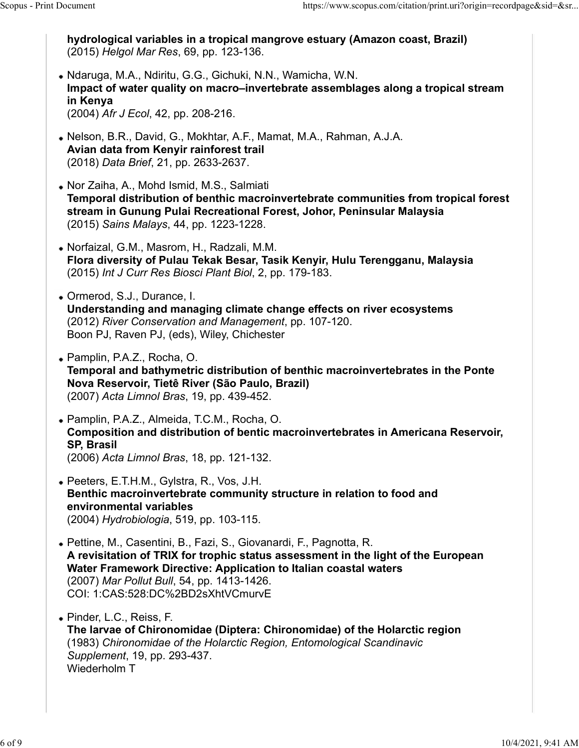**hydrological variables in a tropical mangrove estuary (Amazon coast, Brazil)**
(2015) *Helgol Mar Res*, 69, pp. 123-136.

- Ndaruga, M.A., Ndiritu, G.G., Gichuki, N.N., Wamicha, W.N.
**Impact of water quality on macro–invertebrate assemblages along a tropical stream in Kenya**
(2004) *Afr J Ecol*, 42, pp. 208-216.

- Nelson, B.R., David, G., Mokhtar, A.F., Mamat, M.A., Rahman, A.J.A.
**Avian data from Kenyir rainforest trail**
(2018) *Data Brief*, 21, pp. 2633-2637.

- Nor Zaiha, A., Mohd Ismid, M.S., Salmiati
**Temporal distribution of benthic macroinvertebrate communities from tropical forest stream in Gunung Pulai Recreational Forest, Johor, Peninsular Malaysia**
(2015) *Sains Malays*, 44, pp. 1223-1228.

- Norfaizal, G.M., Masrom, H., Radzali, M.M.
**Flora diversity of Pulau Tekak Besar, Tasik Kenyir, Hulu Terengganu, Malaysia**
(2015) *Int J Curr Res Biosci Plant Biol*, 2, pp. 179-183.

- Ormerod, S.J., Durance, I.
**Understanding and managing climate change effects on river ecosystems**
(2012) *River Conservation and Management*, pp. 107-120.
Boon PJ, Raven PJ, (eds), Wiley, Chichester

- Pamplin, P.A.Z., Rocha, O.
**Temporal and bathymetric distribution of benthic macroinvertebrates in the Ponte Nova Reservoir, Tietê River (São Paulo, Brazil)**
(2007) *Acta Limnol Bras*, 19, pp. 439-452.

- Pamplin, P.A.Z., Almeida, T.C.M., Rocha, O.
**Composition and distribution of bentic macroinvertebrates in Americana Reservoir, SP, Brasil**
(2006) *Acta Limnol Bras*, 18, pp. 121-132.

- Peeters, E.T.H.M., Gylstra, R., Vos, J.H.
**Benthic macroinvertebrate community structure in relation to food and environmental variables**
(2004) *Hydrobiologia*, 519, pp. 103-115.

- Pettine, M., Casentini, B., Fazi, S., Giovanardi, F., Pagnotta, R.
**A revisitation of TRIX for trophic status assessment in the light of the European Water Framework Directive: Application to Italian coastal waters**
(2007) *Mar Pollut Bull*, 54, pp. 1413-1426.
COI: 1:CAS:528:DC%2BD2sXhtVCmurvE

- Pinder, L.C., Reiss, F.
**The larvae of Chironomidae (Diptera: Chironomidae) of the Holarctic region**
(1983) *Chironomidae of the Holarctic Region, Entomological Scandinavic Supplement*, 19, pp. 293-437.
Wiederholm T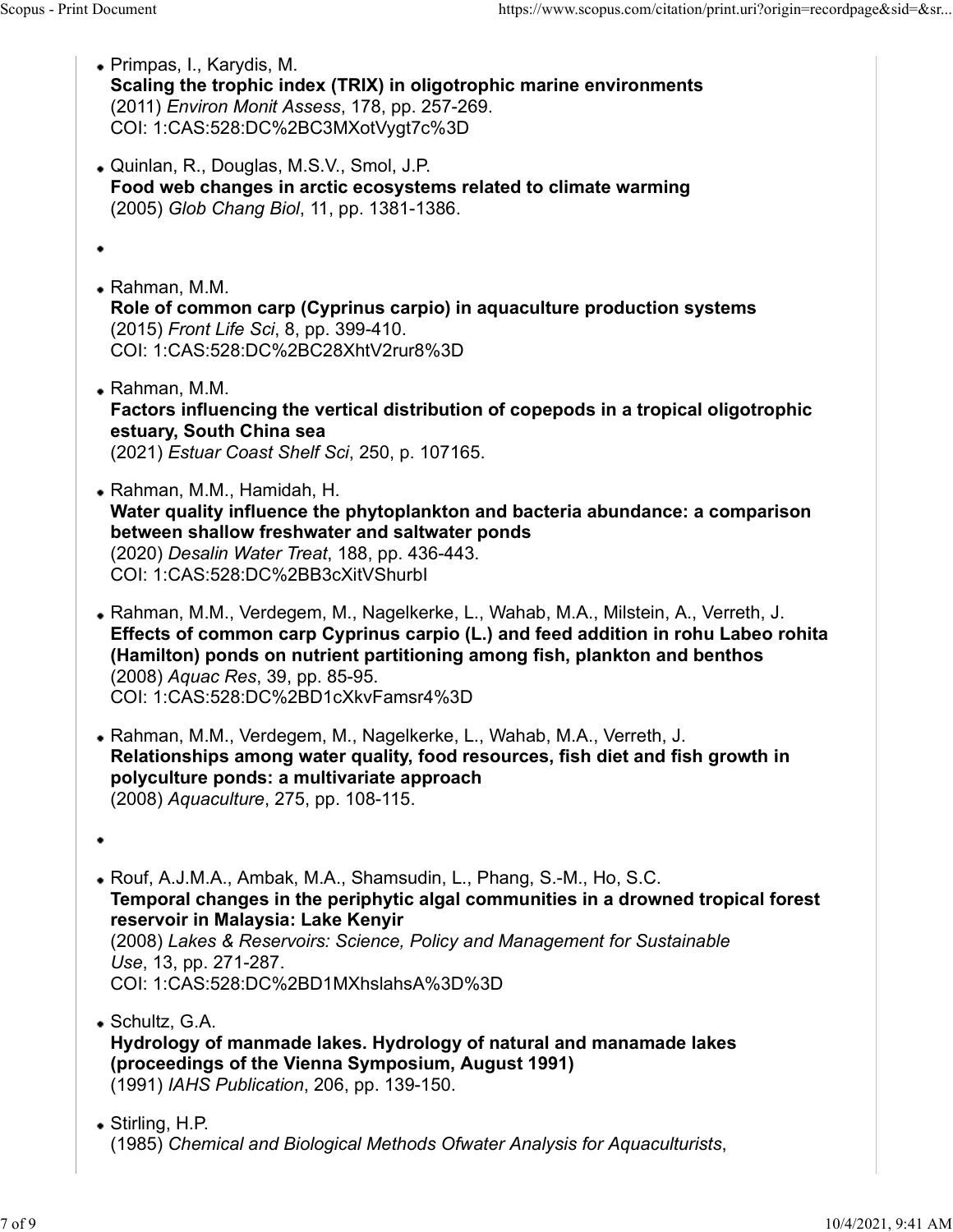- Primpas, I., Karydis, M.
  **Scaling the trophic index (TRIX) in oligotrophic marine environments**
  (2011) *Environ Monit Assess*, 178, pp. 257-269.
  COI: 1:CAS:528:DC%2BC3MXotVygt7c%3D

- Quinlan, R., Douglas, M.S.V., Smol, J.P.
  **Food web changes in arctic ecosystems related to climate warming**
  (2005) *Glob Chang Biol*, 11, pp. 1381-1386.

- 

- Rahman, M.M.
  **Role of common carp (Cyprinus carpio) in aquaculture production systems**
  (2015) *Front Life Sci*, 8, pp. 399-410.
  COI: 1:CAS:528:DC%2BC28XhtV2rur8%3D

- Rahman, M.M.
  **Factors influencing the vertical distribution of copepods in a tropical oligotrophic estuary, South China sea**
  (2021) *Estuar Coast Shelf Sci*, 250, p. 107165.

- Rahman, M.M., Hamidah, H.
  **Water quality influence the phytoplankton and bacteria abundance: a comparison between shallow freshwater and saltwater ponds**
  (2020) *Desalin Water Treat*, 188, pp. 436-443.
  COI: 1:CAS:528:DC%2BB3cXitVShurbI

- Rahman, M.M., Verdegem, M., Nagelkerke, L., Wahab, M.A., Milstein, A., Verreth, J.
  **Effects of common carp Cyprinus carpio (L.) and feed addition in rohu Labeo rohita (Hamilton) ponds on nutrient partitioning among fish, plankton and benthos**
  (2008) *Aquac Res*, 39, pp. 85-95.
  COI: 1:CAS:528:DC%2BD1cXkvFamsr4%3D

- Rahman, M.M., Verdegem, M., Nagelkerke, L., Wahab, M.A., Verreth, J.
  **Relationships among water quality, food resources, fish diet and fish growth in polyculture ponds: a multivariate approach**
  (2008) *Aquaculture*, 275, pp. 108-115.

- 

- Rouf, A.J.M.A., Ambak, M.A., Shamsudin, L., Phang, S.-M., Ho, S.C.
  **Temporal changes in the periphytic algal communities in a drowned tropical forest reservoir in Malaysia: Lake Kenyir**
  (2008) *Lakes & Reservoirs: Science, Policy and Management for Sustainable Use*, 13, pp. 271-287.
  COI: 1:CAS:528:DC%2BD1MXhslahsA%3D%3D

- Schultz, G.A.
  **Hydrology of manmade lakes. Hydrology of natural and manamade lakes (proceedings of the Vienna Symposium, August 1991)**
  (1991) *IAHS Publication*, 206, pp. 139-150.

- Stirling, H.P.
  (1985) *Chemical and Biological Methods Ofwater Analysis for Aquaculturists*,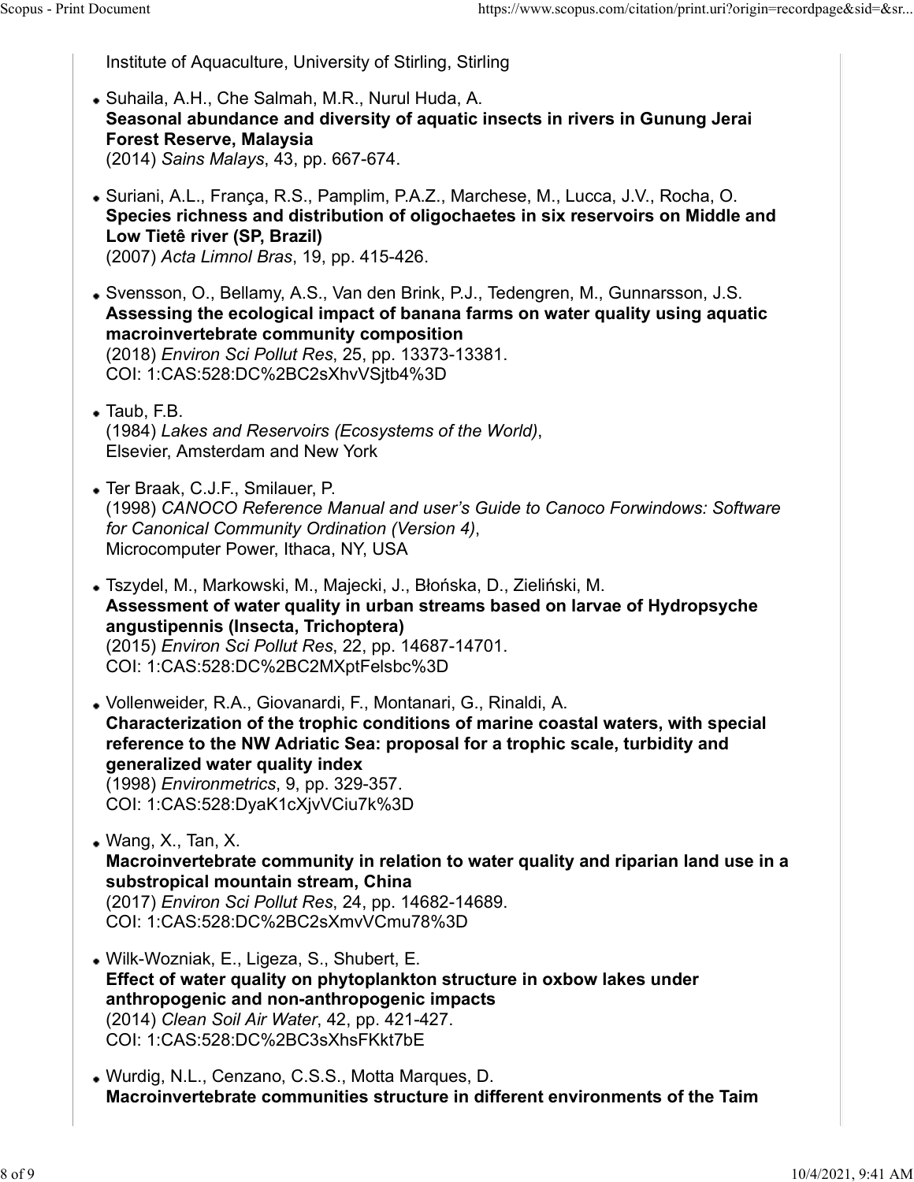Institute of Aquaculture, University of Stirling, Stirling

- Suhaila, A.H., Che Salmah, M.R., Nurul Huda, A.
  **Seasonal abundance and diversity of aquatic insects in rivers in Gunung Jerai Forest Reserve, Malaysia**
  (2014) *Sains Malays*, 43, pp. 667-674.

- Suriani, A.L., França, R.S., Pamplim, P.A.Z., Marchese, M., Lucca, J.V., Rocha, O.
  **Species richness and distribution of oligochaetes in six reservoirs on Middle and Low Tietê river (SP, Brazil)**
  (2007) *Acta Limnol Bras*, 19, pp. 415-426.

- Svensson, O., Bellamy, A.S., Van den Brink, P.J., Tedengren, M., Gunnarsson, J.S.
  **Assessing the ecological impact of banana farms on water quality using aquatic macroinvertebrate community composition**
  (2018) *Environ Sci Pollut Res*, 25, pp. 13373-13381.
  COI: 1:CAS:528:DC%2BC2sXhvVSjtb4%3D

- Taub, F.B.
  (1984) *Lakes and Reservoirs (Ecosystems of the World)*,
  Elsevier, Amsterdam and New York

- Ter Braak, C.J.F., Smilauer, P.
  (1998) *CANOCO Reference Manual and user's Guide to Canoco Forwindows: Software for Canonical Community Ordination (Version 4)*,
  Microcomputer Power, Ithaca, NY, USA

- Tszydel, M., Markowski, M., Majecki, J., Błońska, D., Zieliński, M.
  **Assessment of water quality in urban streams based on larvae of Hydropsyche angustipennis (Insecta, Trichoptera)**
  (2015) *Environ Sci Pollut Res*, 22, pp. 14687-14701.
  COI: 1:CAS:528:DC%2BC2MXptFelsbc%3D

- Vollenweider, R.A., Giovanardi, F., Montanari, G., Rinaldi, A.
  **Characterization of the trophic conditions of marine coastal waters, with special reference to the NW Adriatic Sea: proposal for a trophic scale, turbidity and generalized water quality index**
  (1998) *Environmetrics*, 9, pp. 329-357.
  COI: 1:CAS:528:DyaK1cXjvVCiu7k%3D

- Wang, X., Tan, X.
  **Macroinvertebrate community in relation to water quality and riparian land use in a substropical mountain stream, China**
  (2017) *Environ Sci Pollut Res*, 24, pp. 14682-14689.
  COI: 1:CAS:528:DC%2BC2sXmvVCmu78%3D

- Wilk-Wozniak, E., Ligeza, S., Shubert, E.
  **Effect of water quality on phytoplankton structure in oxbow lakes under anthropogenic and non-anthropogenic impacts**
  (2014) *Clean Soil Air Water*, 42, pp. 421-427.
  COI: 1:CAS:528:DC%2BC3sXhsFKkt7bE

- Wurdig, N.L., Cenzano, C.S.S., Motta Marques, D.
  **Macroinvertebrate communities structure in different environments of the Taim**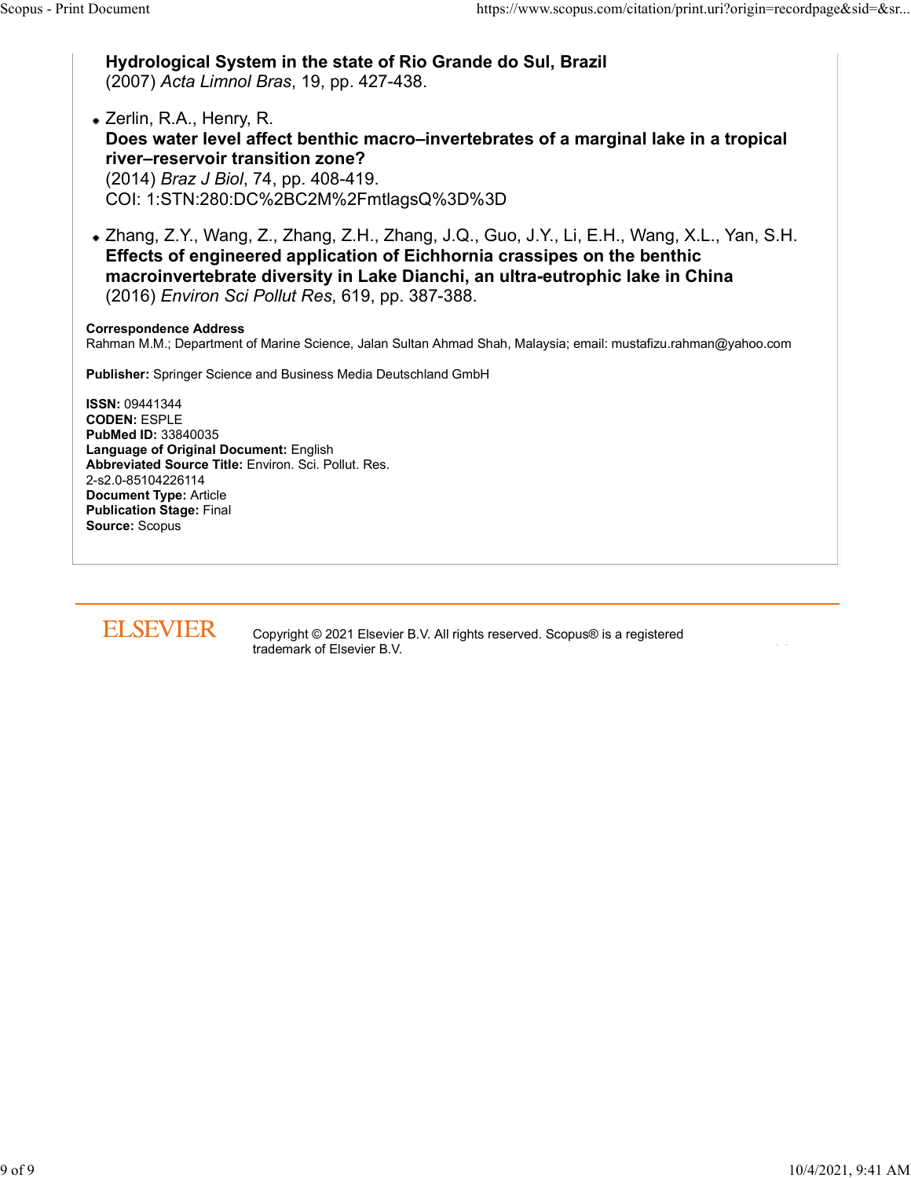**Hydrological System in the state of Rio Grande do Sul, Brazil**
(2007) *Acta Limnol Bras*, 19, pp. 427-438.

- Zerlin, R.A., Henry, R.
  **Does water level affect benthic macro–invertebrates of a marginal lake in a tropical river–reservoir transition zone?**
  (2014) *Braz J Biol*, 74, pp. 408-419.
  COI: 1:STN:280:DC%2BC2M%2FmtlagsQ%3D%3D

- Zhang, Z.Y., Wang, Z., Zhang, Z.H., Zhang, J.Q., Guo, J.Y., Li, E.H., Wang, X.L., Yan, S.H.
  **Effects of engineered application of Eichhornia crassipes on the benthic macroinvertebrate diversity in Lake Dianchi, an ultra-eutrophic lake in China**
  (2016) *Environ Sci Pollut Res*, 619, pp. 387-388.

**Correspondence Address**
Rahman M.M.; Department of Marine Science, Jalan Sultan Ahmad Shah, Malaysia; email: mustafizu.rahman@yahoo.com

**Publisher:** Springer Science and Business Media Deutschland GmbH

**ISSN:** 09441344
**CODEN:** ESPLE
**PubMed ID:** 33840035
**Language of Original Document:** English
**Abbreviated Source Title:** Environ. Sci. Pollut. Res.
2-s2.0-85104226114
**Document Type:** Article
**Publication Stage:** Final
**Source:** Scopus

ELSEVIER

Copyright © 2021 Elsevier B.V. All rights reserved. Scopus® is a registered trademark of Elsevier B.V.